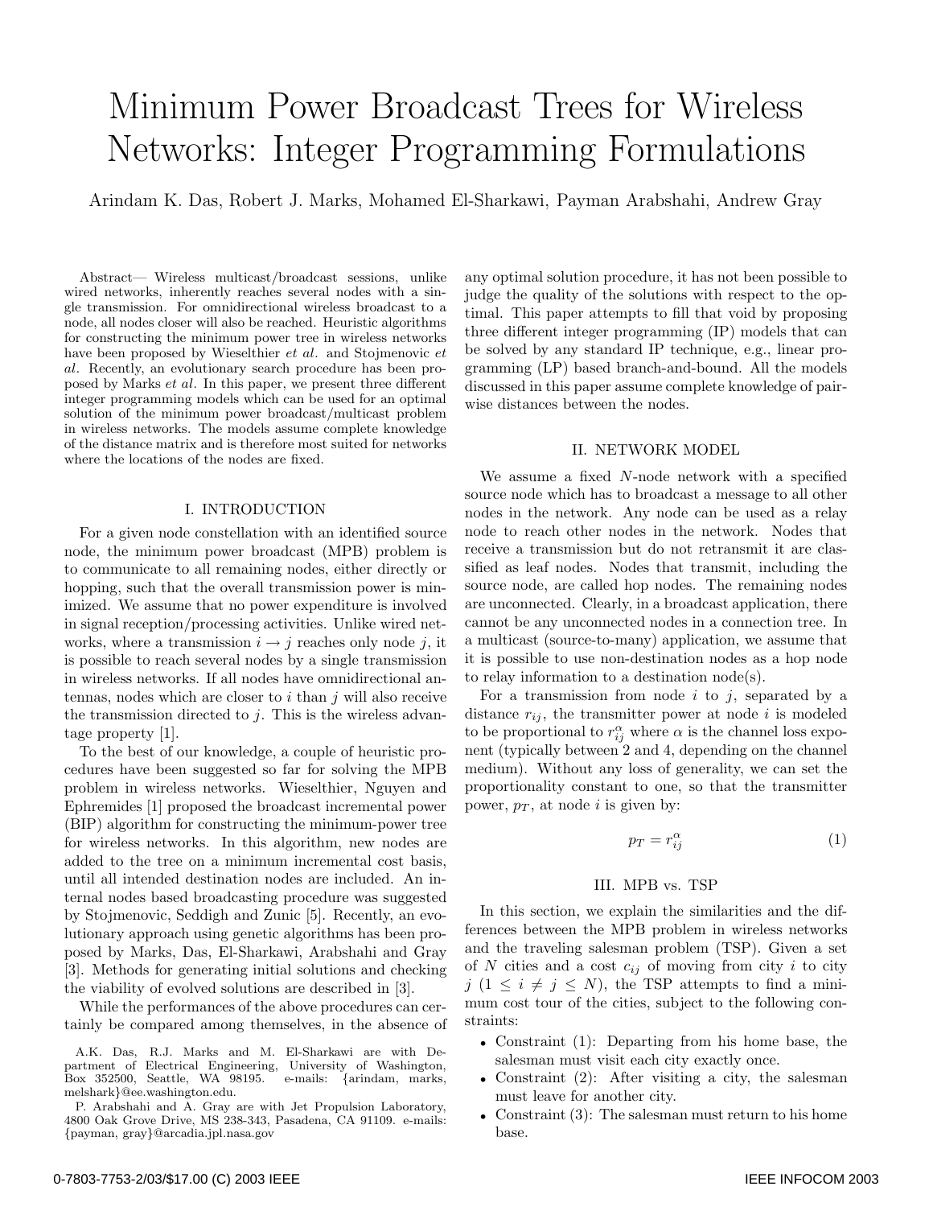# Minimum Power Broadcast Trees for Wireless Networks: Integer Programming Formulations

Arindam K. Das, Robert J. Marks, Mohamed El-Sharkawi, Payman Arabshahi, Andrew Gray

*Abstract*— Wireless multicast/broadcast sessions, unlike wired networks, inherently reaches several nodes with a single transmission. For omnidirectional wireless broadcast to a node, all nodes closer will also be reached. Heuristic algorithms for constructing the minimum power tree in wireless networks have been proposed by Wieselthier *et al.* and Stojmenovic *et al.* Recently, an evolutionary search procedure has been proposed by Marks *et al.* In this paper, we present three different integer programming models which can be used for an optimal solution of the minimum power broadcast/multicast problem in wireless networks. The models assume complete knowledge of the distance matrix and is therefore most suited for networks where the locations of the nodes are fixed.

## I. Introduction

For a given node constellation with an identified source node, the minimum power broadcast (MPB) problem is to communicate to all remaining nodes, either directly or hopping, such that the overall transmission power is minimized. We assume that no power expenditure is involved in signal reception/processing activities. Unlike wired networks, where a transmission $i \to j$ reaches only node $j$, it is possible to reach several nodes by a single transmission in wireless networks. If all nodes have omnidirectional antennas, nodes which are closer to $i$ than $j$ will also receive the transmission directed to $j$. This is the wireless advantage property [1].

To the best of our knowledge, a couple of heuristic procedures have been suggested so far for solving the MPB problem in wireless networks. Wieselthier, Nguyen and Ephremides [1] proposed the broadcast incremental power (BIP) algorithm for constructing the minimum-power tree for wireless networks. In this algorithm, new nodes are added to the tree on a minimum incremental cost basis, until all intended destination nodes are included. An internal nodes based broadcasting procedure was suggested by Stojmenovic, Seddigh and Zunic [5]. Recently, an evolutionary approach using genetic algorithms has been proposed by Marks, Das, El-Sharkawi, Arabshahi and Gray [3]. Methods for generating initial solutions and checking the viability of evolved solutions are described in [3].

While the performances of the above procedures can certainly be compared among themselves, in the absence of any optimal solution procedure, it has not been possible to judge the quality of the solutions with respect to the optimal. This paper attempts to fill that void by proposing three different integer programming (IP) models that can be solved by any standard IP technique, e.g., linear programming (LP) based branch-and-bound. All the models discussed in this paper assume complete knowledge of pairwise distances between the nodes.

A.K. Das, R.J. Marks and M. El-Sharkawi are with Department of Electrical Engineering, University of Washington, Box 352500, Seattle, WA 98195. e-mails: {arindam, marks, melshark}@ee.washington.edu.

P. Arabshahi and A. Gray are with Jet Propulsion Laboratory, 4800 Oak Grove Drive, MS 238-343, Pasadena, CA 91109. e-mails: {payman, gray}@arcadia.jpl.nasa.gov

## II. Network Model

We assume a fixed $N$-node network with a specified source node which has to broadcast a message to all other nodes in the network. Any node can be used as a relay node to reach other nodes in the network. Nodes that receive a transmission but do not retransmit it are classified as leaf nodes. Nodes that transmit, including the source node, are called hop nodes. The remaining nodes are unconnected. Clearly, in a broadcast application, there cannot be any unconnected nodes in a connection tree. In a multicast (source-to-many) application, we assume that it is possible to use non-destination nodes as a hop node to relay information to a destination node(s).

For a transmission from node $i$ to $j$, separated by a distance $r_{ij}$, the transmitter power at node $i$ is modeled to be proportional to $r_{ij}^{\alpha}$ where $\alpha$ is the channel loss exponent (typically between 2 and 4, depending on the channel medium). Without any loss of generality, we can set the proportionality constant to one, so that the transmitter power, $p_T$, at node $i$ is given by:

$$p_T = r_{ij}^{\alpha} \tag{1}$$

## III. MPB vs. TSP

In this section, we explain the similarities and the differences between the MPB problem in wireless networks and the traveling salesman problem (TSP). Given a set of $N$ cities and a cost $c_{ij}$ of moving from city $i$ to city $j$ ($1 \leq i \neq j \leq N$), the TSP attempts to find a minimum cost tour of the cities, subject to the following constraints:

- Constraint (1): Departing from his home base, the salesman must visit each city exactly once.
- Constraint (2): After visiting a city, the salesman must leave for another city.
- Constraint (3): The salesman must return to his home base.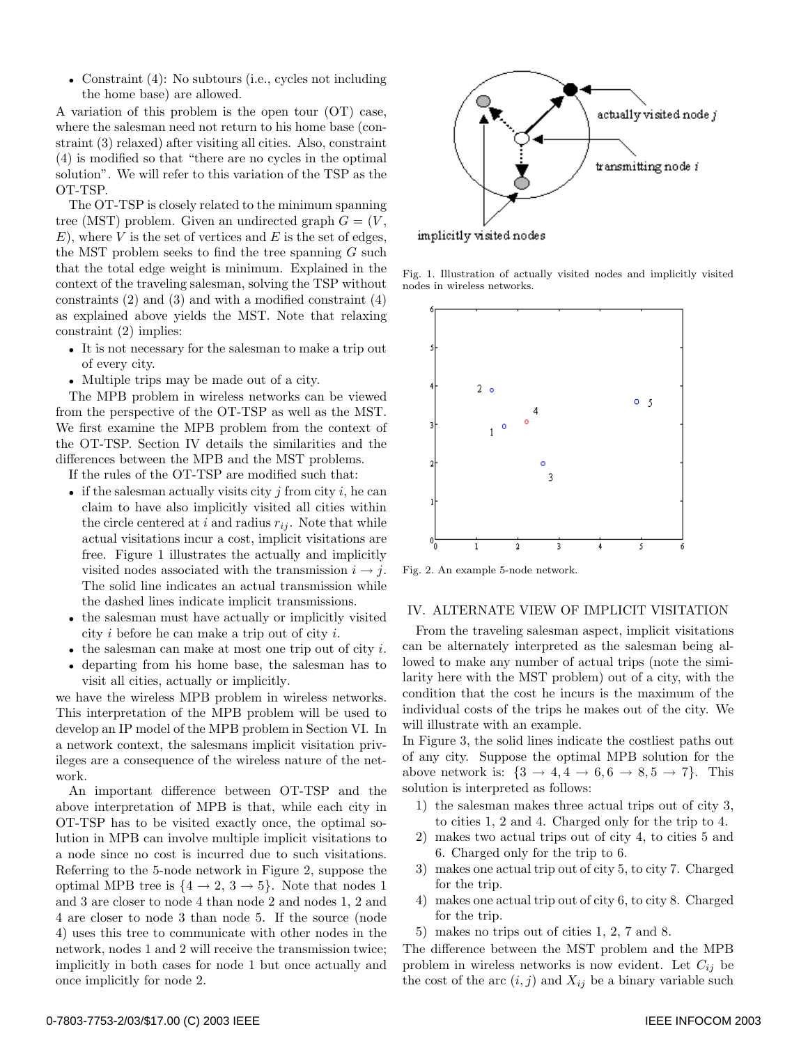- Constraint (4): No subtours (i.e., cycles not including the home base) are allowed.

A variation of this problem is the open tour (OT) case, where the salesman need not return to his home base (constraint (3) relaxed) after visiting all cities. Also, constraint (4) is modified so that "there are no cycles in the optimal solution". We will refer to this variation of the TSP as the OT-TSP.

The OT-TSP is closely related to the minimum spanning tree (MST) problem. Given an undirected graph $G = (V, E)$, where $V$ is the set of vertices and $E$ is the set of edges, the MST problem seeks to find the tree spanning $G$ such that the total edge weight is minimum. Explained in the context of the traveling salesman, solving the TSP without constraints (2) and (3) and with a modified constraint (4) as explained above yields the MST. Note that relaxing constraint (2) implies:

- It is not necessary for the salesman to make a trip out of every city.
- Multiple trips may be made out of a city.

The MPB problem in wireless networks can be viewed from the perspective of the OT-TSP as well as the MST. We first examine the MPB problem from the context of the OT-TSP. Section IV details the similarities and the differences between the MPB and the MST problems.

If the rules of the OT-TSP are modified such that:

- if the salesman actually visits city $j$ from city $i$, he can claim to have also implicitly visited all cities within the circle centered at $i$ and radius $r_{ij}$. Note that while actual visitations incur a cost, implicit visitations are free. Figure 1 illustrates the actually and implicitly visited nodes associated with the transmission $i \rightarrow j$. The solid line indicates an actual transmission while the dashed lines indicate implicit transmissions.
- the salesman must have actually or implicitly visited city $i$ before he can make a trip out of city $i$.
- the salesman can make at most one trip out of city $i$.
- departing from his home base, the salesman has to visit all cities, actually or implicitly.

we have the wireless MPB problem in wireless networks. This interpretation of the MPB problem will be used to develop an IP model of the MPB problem in Section VI. In a network context, the salesmans implicit visitation privileges are a consequence of the wireless nature of the network.

An important difference between OT-TSP and the above interpretation of MPB is that, while each city in OT-TSP has to be visited exactly once, the optimal solution in MPB can involve multiple implicit visitations to a node since no cost is incurred due to such visitations. Referring to the 5-node network in Figure 2, suppose the optimal MPB tree is $\{4 \rightarrow 2, 3 \rightarrow 5\}$. Note that nodes 1 and 3 are closer to node 4 than node 2 and nodes 1, 2 and 4 are closer to node 3 than node 5. If the source (node 4) uses this tree to communicate with other nodes in the network, nodes 1 and 2 will receive the transmission twice; implicitly in both cases for node 1 but once actually and once implicitly for node 2.

Fig. 1. Illustration of actually visited nodes and implicitly visited nodes in wireless networks.

Fig. 2. An example 5-node network.

## IV. ALTERNATE VIEW OF IMPLICIT VISITATION

From the traveling salesman aspect, implicit visitations can be alternately interpreted as the salesman being allowed to make any number of actual trips (note the similarity here with the MST problem) out of a city, with the condition that the cost he incurs is the maximum of the individual costs of the trips he makes out of the city. We will illustrate with an example.

In Figure 3, the solid lines indicate the costliest paths out of any city. Suppose the optimal MPB solution for the above network is: $\{3 \rightarrow 4, 4 \rightarrow 6, 6 \rightarrow 8, 5 \rightarrow 7\}$. This solution is interpreted as follows:

1) the salesman makes three actual trips out of city 3, to cities 1, 2 and 4. Charged only for the trip to 4.
2) makes two actual trips out of city 4, to cities 5 and 6. Charged only for the trip to 6.
3) makes one actual trip out of city 5, to city 7. Charged for the trip.
4) makes one actual trip out of city 6, to city 8. Charged for the trip.
5) makes no trips out of cities 1, 2, 7 and 8.

The difference between the MST problem and the MPB problem in wireless networks is now evident. Let $C_{ij}$ be the cost of the arc $(i, j)$ and $X_{ij}$ be a binary variable such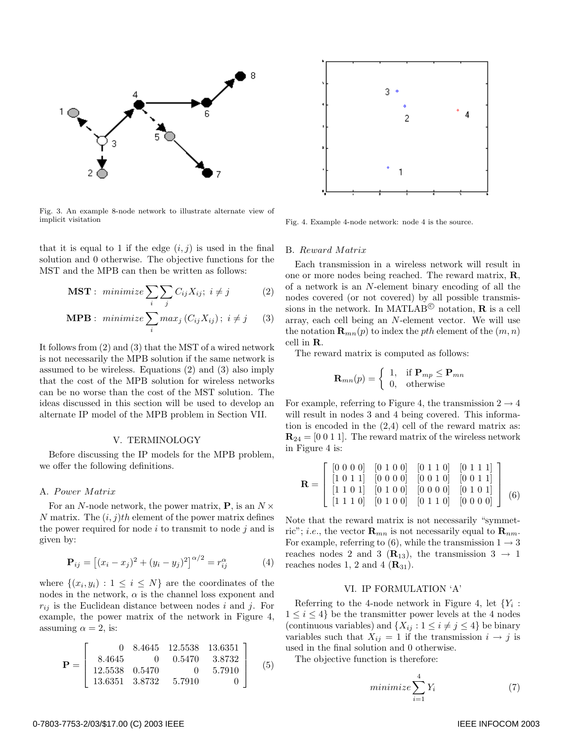Fig. 3. An example 8-node network to illustrate alternate view of implicit visitation

that it is equal to 1 if the edge $(i, j)$ is used in the final solution and 0 otherwise. The objective functions for the MST and the MPB can then be written as follows:

$$\mathbf{MST}: \ minimize \sum_i \sum_j C_{ij} X_{ij}; \ i \neq j \tag{2}$$

$$\mathbf{MPB}: \ minimize \sum_i max_j \left(C_{ij} X_{ij}\right); \ i \neq j \tag{3}$$

It follows from (2) and (3) that the MST of a wired network is not necessarily the MPB solution if the same network is assumed to be wireless. Equations (2) and (3) also imply that the cost of the MPB solution for wireless networks can be no worse than the cost of the MST solution. The ideas discussed in this section will be used to develop an alternate IP model of the MPB problem in Section VII.

## V. TERMINOLOGY

Before discussing the IP models for the MPB problem, we offer the following definitions.

### A. *Power Matrix*

For an $N$-node network, the power matrix, $\mathbf{P}$, is an $N \times N$ matrix. The $(i, j)th$ element of the power matrix defines the power required for node $i$ to transmit to node $j$ and is given by:

$$\mathbf{P}_{ij} = \left[(x_i - x_j)^2 + (y_i - y_j)^2\right]^{\alpha/2} = r_{ij}^{\alpha} \tag{4}$$

where $\{(x_i, y_i) : 1 \leq i \leq N\}$ are the coordinates of the nodes in the network, $\alpha$ is the channel loss exponent and $r_{ij}$ is the Euclidean distance between nodes $i$ and $j$. For example, the power matrix of the network in Figure 4, assuming $\alpha = 2$, is:

$$\mathbf{P} = \begin{bmatrix} 0 & 8.4645 & 12.5538 & 13.6351 \\ 8.4645 & 0 & 0.5470 & 3.8732 \\ 12.5538 & 0.5470 & 0 & 5.7910 \\ 13.6351 & 3.8732 & 5.7910 & 0 \end{bmatrix} \tag{5}$$

Fig. 4. Example 4-node network: node 4 is the source.

### B. *Reward Matrix*

Each transmission in a wireless network will result in one or more nodes being reached. The reward matrix, $\mathbf{R}$, of a network is an $N$-element binary encoding of all the nodes covered (or not covered) by all possible transmissions in the network. In MATLAB© notation, $\mathbf{R}$ is a cell array, each cell being an $N$-element vector. We will use the notation $\mathbf{R}_{mn}(p)$ to index the $pth$ element of the $(m, n)$ cell in $\mathbf{R}$.

The reward matrix is computed as follows:

$$\mathbf{R}_{mn}(p) = \begin{cases} 1, & \text{if } \mathbf{P}_{mp} \leq \mathbf{P}_{mn} \\ 0, & \text{otherwise} \end{cases}$$

For example, referring to Figure 4, the transmission $2 \rightarrow 4$ will result in nodes 3 and 4 being covered. This information is encoded in the (2,4) cell of the reward matrix as: $\mathbf{R}_{24} = [0\ 0\ 1\ 1]$. The reward matrix of the wireless network in Figure 4 is:

$$\mathbf{R} = \begin{bmatrix} [0\ 0\ 0\ 0] & [0\ 1\ 0\ 0] & [0\ 1\ 1\ 0] & [0\ 1\ 1\ 1] \\ [1\ 0\ 1\ 1] & [0\ 0\ 0\ 0] & [0\ 0\ 1\ 0] & [0\ 0\ 1\ 1] \\ [1\ 1\ 0\ 1] & [0\ 1\ 0\ 0] & [0\ 0\ 0\ 0] & [0\ 1\ 0\ 1] \\ [1\ 1\ 1\ 0] & [0\ 1\ 0\ 0] & [0\ 1\ 1\ 0] & [0\ 0\ 0\ 0] \end{bmatrix} \tag{6}$$

Note that the reward matrix is not necessarily "symmetric"; *i.e.*, the vector $\mathbf{R}_{mn}$ is not necessarily equal to $\mathbf{R}_{nm}$. For example, referring to (6), while the transmission $1 \rightarrow 3$ reaches nodes 2 and 3 ($\mathbf{R}_{13}$), the transmission $3 \rightarrow 1$ reaches nodes 1, 2 and 4 ($\mathbf{R}_{31}$).

## VI. IP FORMULATION 'A'

Referring to the 4-node network in Figure 4, let $\{Y_i : 1 \leq i \leq 4\}$ be the transmitter power levels at the 4 nodes (continuous variables) and $\{X_{ij} : 1 \leq i \neq j \leq 4\}$ be binary variables such that $X_{ij} = 1$ if the transmission $i \rightarrow j$ is used in the final solution and 0 otherwise.

The objective function is therefore:

$$minimize \sum_{i=1}^{4} Y_i \tag{7}$$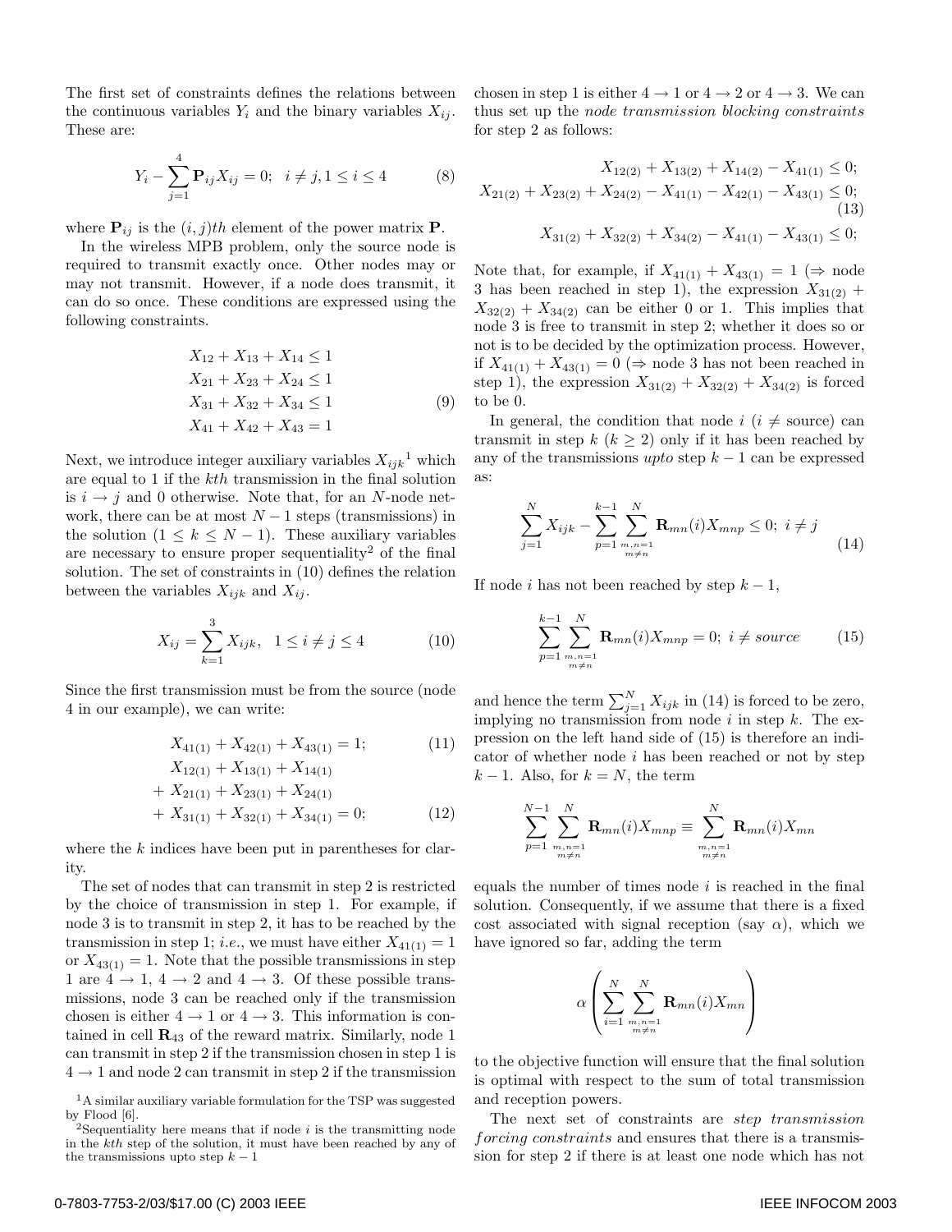The first set of constraints defines the relations between the continuous variables $Y_i$ and the binary variables $X_{ij}$. These are:

$$Y_i - \sum_{j=1}^{4} \mathbf{P}_{ij} X_{ij} = 0; \quad i \neq j, 1 \leq i \leq 4 \tag{8}$$

where $\mathbf{P}_{ij}$ is the $(i,j)th$ element of the power matrix $\mathbf{P}$.

In the wireless MPB problem, only the source node is required to transmit exactly once. Other nodes may or may not transmit. However, if a node does transmit, it can do so once. These conditions are expressed using the following constraints.

$$\begin{aligned} X_{12} + X_{13} + X_{14} &\leq 1 \\ X_{21} + X_{23} + X_{24} &\leq 1 \\ X_{31} + X_{32} + X_{34} &\leq 1 \\ X_{41} + X_{42} + X_{43} &= 1 \end{aligned} \tag{9}$$

Next, we introduce integer auxiliary variables $X_{ijk}$[1] which are equal to 1 if the $kth$ transmission in the final solution is $i \rightarrow j$ and 0 otherwise. Note that, for an $N$-node network, there can be at most $N-1$ steps (transmissions) in the solution ($1 \leq k \leq N-1$). These auxiliary variables are necessary to ensure proper sequentiality[2] of the final solution. The set of constraints in (10) defines the relation between the variables $X_{ijk}$ and $X_{ij}$.

$$X_{ij} = \sum_{k=1}^{3} X_{ijk}, \quad 1 \leq i \neq j \leq 4 \tag{10}$$

Since the first transmission must be from the source (node 4 in our example), we can write:

$$X_{41(1)} + X_{42(1)} + X_{43(1)} = 1; \tag{11}$$

$$\begin{aligned} &X_{12(1)} + X_{13(1)} + X_{14(1)} \\ &+ X_{21(1)} + X_{23(1)} + X_{24(1)} \\ &+ X_{31(1)} + X_{32(1)} + X_{34(1)} = 0; \end{aligned} \tag{12}$$

where the $k$ indices have been put in parentheses for clarity.

The set of nodes that can transmit in step 2 is restricted by the choice of transmission in step 1. For example, if node 3 is to transmit in step 2, it has to be reached by the transmission in step 1; *i.e.*, we must have either $X_{41(1)} = 1$ or $X_{43(1)} = 1$. Note that the possible transmissions in step 1 are $4 \rightarrow 1$, $4 \rightarrow 2$ and $4 \rightarrow 3$. Of these possible transmissions, node 3 can be reached only if the transmission chosen is either $4 \rightarrow 1$ or $4 \rightarrow 3$. This information is contained in cell $\mathbf{R}_{43}$ of the reward matrix. Similarly, node 1 can transmit in step 2 if the transmission chosen in step 1 is $4 \rightarrow 1$ and node 2 can transmit in step 2 if the transmission chosen in step 1 is either $4 \rightarrow 1$ or $4 \rightarrow 2$ or $4 \rightarrow 3$. We can thus set up the *node transmission blocking constraints* for step 2 as follows:

$$\begin{aligned} X_{12(2)} + X_{13(2)} + X_{14(2)} - X_{41(1)} &\leq 0; \\ X_{21(2)} + X_{23(2)} + X_{24(2)} - X_{41(1)} - X_{42(1)} - X_{43(1)} &\leq 0; \\ X_{31(2)} + X_{32(2)} + X_{34(2)} - X_{41(1)} - X_{43(1)} &\leq 0; \end{aligned} \tag{13}$$

Note that, for example, if $X_{41(1)} + X_{43(1)} = 1$ ($\Rightarrow$ node 3 has been reached in step 1), the expression $X_{31(2)} + X_{32(2)} + X_{34(2)}$ can be either 0 or 1. This implies that node 3 is free to transmit in step 2; whether it does so or not is to be decided by the optimization process. However, if $X_{41(1)} + X_{43(1)} = 0$ ($\Rightarrow$ node 3 has not been reached in step 1), the expression $X_{31(2)} + X_{32(2)} + X_{34(2)}$ is forced to be 0.

In general, the condition that node $i$ ($i \neq$ source) can transmit in step $k$ ($k \geq 2$) only if it has been reached by any of the transmissions *upto* step $k-1$ can be expressed as:

$$\sum_{j=1}^{N} X_{ijk} - \sum_{p=1}^{k-1} \sum_{\substack{m,n=1 \\ m \neq n}}^{N} \mathbf{R}_{mn}(i) X_{mnp} \leq 0; \; i \neq j \tag{14}$$

If node $i$ has not been reached by step $k-1$,

$$\sum_{p=1}^{k-1} \sum_{\substack{m,n=1 \\ m \neq n}}^{N} \mathbf{R}_{mn}(i) X_{mnp} = 0; \; i \neq source \tag{15}$$

and hence the term $\sum_{j=1}^{N} X_{ijk}$ in (14) is forced to be zero, implying no transmission from node $i$ in step $k$. The expression on the left hand side of (15) is therefore an indicator of whether node $i$ has been reached or not by step $k-1$. Also, for $k = N$, the term

$$\sum_{p=1}^{N-1} \sum_{\substack{m,n=1 \\ m \neq n}}^{N} \mathbf{R}_{mn}(i) X_{mnp} \equiv \sum_{\substack{m,n=1 \\ m \neq n}}^{N} \mathbf{R}_{mn}(i) X_{mn}$$

equals the number of times node $i$ is reached in the final solution. Consequently, if we assume that there is a fixed cost associated with signal reception (say $\alpha$), which we have ignored so far, adding the term

$$\alpha \left( \sum_{i=1}^{N} \sum_{\substack{m,n=1 \\ m \neq n}}^{N} \mathbf{R}_{mn}(i) X_{mn} \right)$$

to the objective function will ensure that the final solution is optimal with respect to the sum of total transmission and reception powers.

The next set of constraints are *step transmission forcing constraints* and ensures that there is a transmission for step 2 if there is at least one node which has not

[1] A similar auxiliary variable formulation for the TSP was suggested by Flood [6].

[2] Sequentiality here means that if node $i$ is the transmitting node in the $kth$ step of the solution, it must have been reached by any of the transmissions upto step $k-1$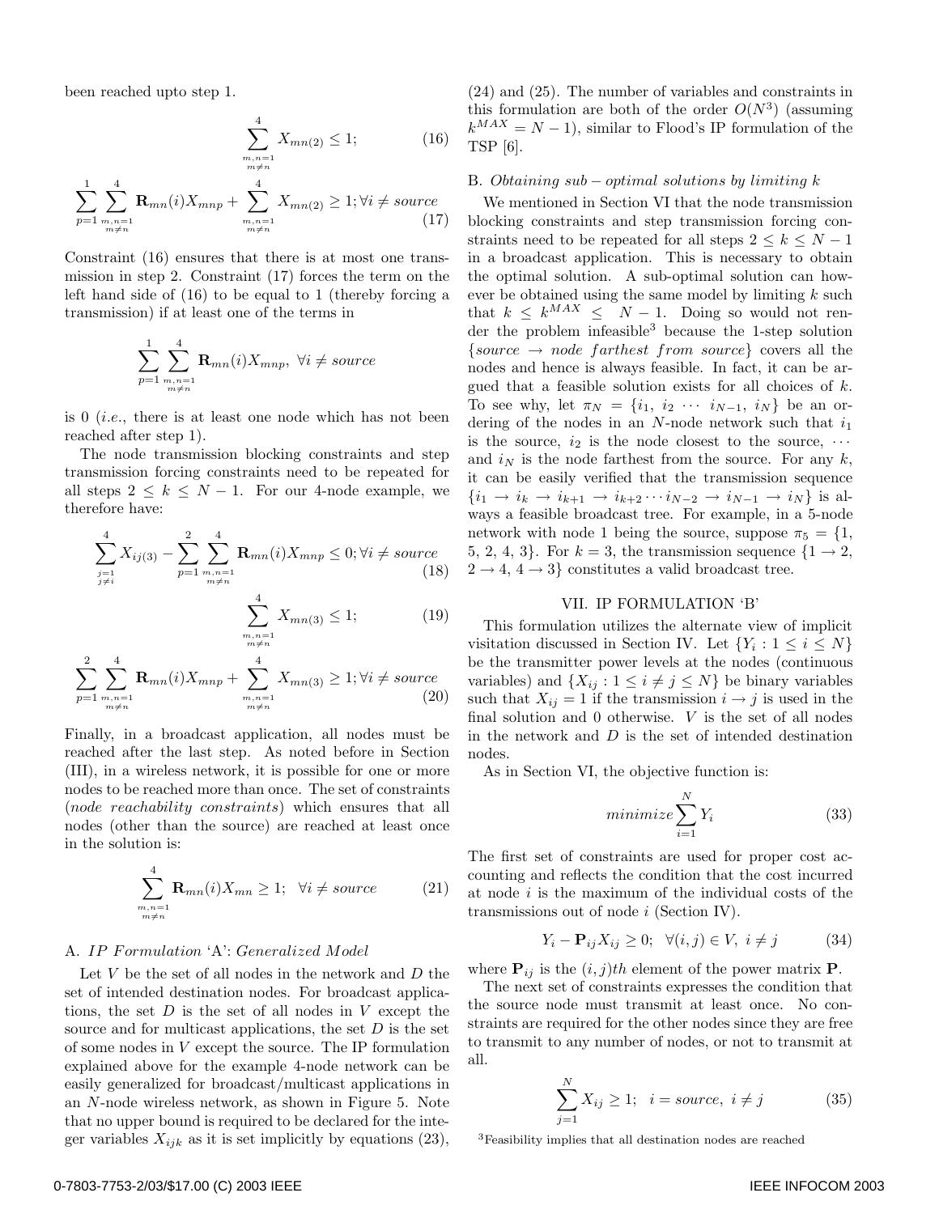been reached upto step 1.

$$\sum_{\substack{m,n=1 \\ m \neq n}}^{4} X_{mn(2)} \leq 1; \tag{16}$$

$$\sum_{p=1}^{1} \sum_{\substack{m,n=1 \\ m \neq n}}^{4} \mathbf{R}_{mn}(i) X_{mnp} + \sum_{\substack{m,n=1 \\ m \neq n}}^{4} X_{mn(2)} \geq 1; \forall i \neq source \tag{17}$$

Constraint (16) ensures that there is at most one transmission in step 2. Constraint (17) forces the term on the left hand side of (16) to be equal to 1 (thereby forcing a transmission) if at least one of the terms in

$$\sum_{p=1}^{1} \sum_{\substack{m,n=1 \\ m \neq n}}^{4} \mathbf{R}_{mn}(i) X_{mnp}, \ \forall i \neq source$$

is 0 (*i.e.*, there is at least one node which has not been reached after step 1).

The node transmission blocking constraints and step transmission forcing constraints need to be repeated for all steps $2 \leq k \leq N-1$. For our 4-node example, we therefore have:

$$\sum_{\substack{j=1 \\ j \neq i}}^{4} X_{ij(3)} - \sum_{p=1}^{2} \sum_{\substack{m,n=1 \\ m \neq n}}^{4} \mathbf{R}_{mn}(i) X_{mnp} \leq 0; \forall i \neq source \tag{18}$$

$$\sum_{\substack{m,n=1 \\ m \neq n}}^{4} X_{mn(3)} \leq 1; \tag{19}$$

$$\sum_{p=1}^{2} \sum_{\substack{m,n=1 \\ m \neq n}}^{4} \mathbf{R}_{mn}(i) X_{mnp} + \sum_{\substack{m,n=1 \\ m \neq n}}^{4} X_{mn(3)} \geq 1; \forall i \neq source \tag{20}$$

Finally, in a broadcast application, all nodes must be reached after the last step. As noted before in Section (III), in a wireless network, it is possible for one or more nodes to be reached more than once. The set of constraints (*node reachability constraints*) which ensures that all nodes (other than the source) are reached at least once in the solution is:

$$\sum_{\substack{m,n=1 \\ m \neq n}}^{4} \mathbf{R}_{mn}(i) X_{mn} \geq 1; \quad \forall i \neq source \tag{21}$$

### A. *IP Formulation* 'A': *Generalized Model*

Let $V$ be the set of all nodes in the network and $D$ the set of intended destination nodes. For broadcast applications, the set $D$ is the set of all nodes in $V$ except the source and for multicast applications, the set $D$ is the set of some nodes in $V$ except the source. The IP formulation explained above for the example 4-node network can be easily generalized for broadcast/multicast applications in an $N$-node wireless network, as shown in Figure 5. Note that no upper bound is required to be declared for the integer variables $X_{ijk}$ as it is set implicitly by equations (23), (24) and (25). The number of variables and constraints in this formulation are both of the order $O(N^3)$ (assuming $k^{MAX} = N-1$), similar to Flood's IP formulation of the TSP [6].

### B. *Obtaining sub − optimal solutions by limiting k*

We mentioned in Section VI that the node transmission blocking constraints and step transmission forcing constraints need to be repeated for all steps $2 \leq k \leq N-1$ in a broadcast application. This is necessary to obtain the optimal solution. A sub-optimal solution can however be obtained using the same model by limiting $k$ such that $k \leq k^{MAX} \leq N-1$. Doing so would not render the problem infeasible[3] because the 1-step solution $\{source \rightarrow node\ farthest\ from\ source\}$ covers all the nodes and hence is always feasible. In fact, it can be argued that a feasible solution exists for all choices of $k$. To see why, let $\pi_N = \{i_1, i_2 \cdots i_{N-1}, i_N\}$ be an ordering of the nodes in an $N$-node network such that $i_1$ is the source, $i_2$ is the node closest to the source, $\cdots$ and $i_N$ is the node farthest from the source. For any $k$, it can be easily verified that the transmission sequence $\{i_1 \rightarrow i_k \rightarrow i_{k+1} \rightarrow i_{k+2} \cdots i_{N-2} \rightarrow i_{N-1} \rightarrow i_N\}$ is always a feasible broadcast tree. For example, in a 5-node network with node 1 being the source, suppose $\pi_5 = \{1, 5, 2, 4, 3\}$. For $k = 3$, the transmission sequence $\{1 \rightarrow 2, 2 \rightarrow 4, 4 \rightarrow 3\}$ constitutes a valid broadcast tree.

## VII. IP Formulation 'B'

This formulation utilizes the alternate view of implicit visitation discussed in Section IV. Let $\{Y_i : 1 \leq i \leq N\}$ be the transmitter power levels at the nodes (continuous variables) and $\{X_{ij} : 1 \leq i \neq j \leq N\}$ be binary variables such that $X_{ij} = 1$ if the transmission $i \rightarrow j$ is used in the final solution and 0 otherwise. $V$ is the set of all nodes in the network and $D$ is the set of intended destination nodes.

As in Section VI, the objective function is:

$$minimize \sum_{i=1}^{N} Y_i \tag{33}$$

The first set of constraints are used for proper cost accounting and reflects the condition that the cost incurred at node $i$ is the maximum of the individual costs of the transmissions out of node $i$ (Section IV).

$$Y_i - \mathbf{P}_{ij} X_{ij} \geq 0; \quad \forall (i,j) \in V, \ i \neq j \tag{34}$$

where $\mathbf{P}_{ij}$ is the $(i,j)th$ element of the power matrix $\mathbf{P}$.

The next set of constraints expresses the condition that the source node must transmit at least once. No constraints are required for the other nodes since they are free to transmit to any number of nodes, or not to transmit at all.

$$\sum_{j=1}^{N} X_{ij} \geq 1; \quad i = source, \ i \neq j \tag{35}$$

[3]Feasibility implies that all destination nodes are reached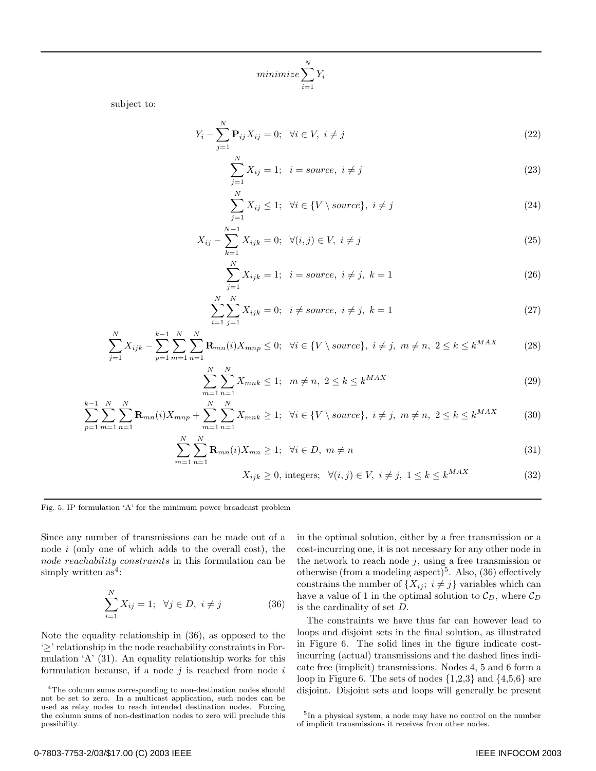$$minimize \sum_{i=1}^{N} Y_i$$

subject to:

$$Y_i - \sum_{j=1}^{N} \mathbf{P}_{ij} X_{ij} = 0; \quad \forall i \in V, \ i \neq j \tag{22}$$

$$\sum_{j=1}^{N} X_{ij} = 1; \quad i = source, \ i \neq j \tag{23}$$

$$\sum_{j=1}^{N} X_{ij} \leq 1; \quad \forall i \in \{V \setminus source\}, \ i \neq j \tag{24}$$

$$X_{ij} - \sum_{k=1}^{N-1} X_{ijk} = 0; \quad \forall (i,j) \in V, \ i \neq j \tag{25}$$

$$\sum_{j=1}^{N} X_{ijk} = 1; \quad i = source, \ i \neq j, \ k = 1 \tag{26}$$

$$\sum_{i=1}^{N} \sum_{j=1}^{N} X_{ijk} = 0; \quad i \neq source, \ i \neq j, \ k = 1 \tag{27}$$

$$\sum_{j=1}^{N} X_{ijk} - \sum_{p=1}^{k-1} \sum_{m=1}^{N} \sum_{n=1}^{N} \mathbf{R}_{mn}(i) X_{mnp} \leq 0; \quad \forall i \in \{V \setminus source\}, \ i \neq j, \ m \neq n, \ 2 \leq k \leq k^{MAX} \tag{28}$$

$$\sum_{m=1}^{N} \sum_{n=1}^{N} X_{mnk} \leq 1; \quad m \neq n, \ 2 \leq k \leq k^{MAX} \tag{29}$$

$$\sum_{p=1}^{k-1} \sum_{m=1}^{N} \sum_{n=1}^{N} \mathbf{R}_{mn}(i) X_{mnp} + \sum_{m=1}^{N} \sum_{n=1}^{N} X_{mnk} \geq 1; \quad \forall i \in \{V \setminus source\}, \ i \neq j, \ m \neq n, \ 2 \leq k \leq k^{MAX} \tag{30}$$

$$\sum_{m=1}^{N} \sum_{n=1}^{N} \mathbf{R}_{mn}(i) X_{mn} \geq 1; \quad \forall i \in D, \ m \neq n \tag{31}$$

$$X_{ijk} \geq 0, \text{ integers}; \quad \forall (i,j) \in V, \ i \neq j, \ 1 \leq k \leq k^{MAX} \tag{32}$$

Fig. 5. IP formulation 'A' for the minimum power broadcast problem

Since any number of transmissions can be made out of a node $i$ (only one of which adds to the overall cost), the *node reachability constraints* in this formulation can be simply written as[4]:

$$\sum_{i=1}^{N} X_{ij} = 1; \quad \forall j \in D, \ i \neq j \tag{36}$$

Note the equality relationship in (36), as opposed to the '$\geq$' relationship in the node reachability constraints in Formulation 'A' (31). An equality relationship works for this formulation because, if a node $j$ is reached from node $i$ in the optimal solution, either by a free transmission or a cost-incurring one, it is not necessary for any other node in the network to reach node $j$, using a free transmission or otherwise (from a modeling aspect)[5]. Also, (36) effectively constrains the number of $\{X_{ij};\ i \neq j\}$ variables which can have a value of 1 in the optimal solution to $\mathcal{C}_D$, where $\mathcal{C}_D$ is the cardinality of set $D$.

The constraints we have thus far can however lead to loops and disjoint sets in the final solution, as illustrated in Figure 6. The solid lines in the figure indicate cost-incurring (actual) transmissions and the dashed lines indicate free (implicit) transmissions. Nodes 4, 5 and 6 form a loop in Figure 6. The sets of nodes {1,2,3} and {4,5,6} are disjoint. Disjoint sets and loops will generally be present

[4] The column sums corresponding to non-destination nodes should not be set to zero. In a multicast application, such nodes can be used as relay nodes to reach intended destination nodes. Forcing the column sums of non-destination nodes to zero will preclude this possibility.

[5] In a physical system, a node may have no control on the number of implicit transmissions it receives from other nodes.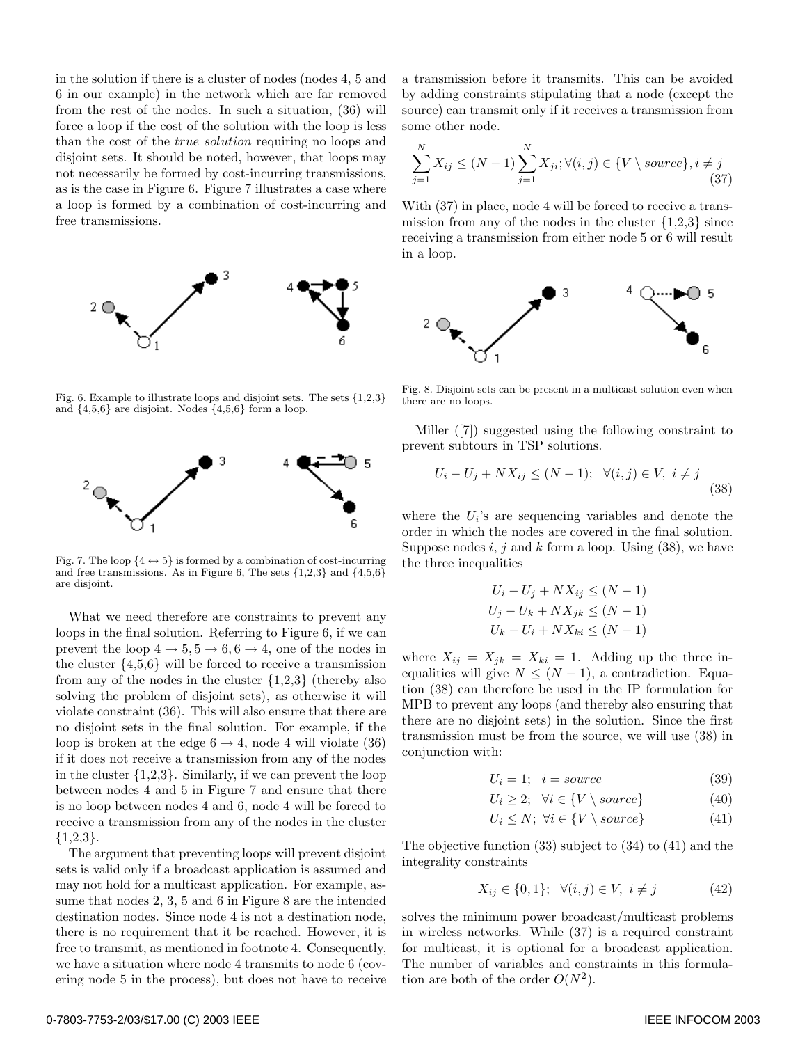in the solution if there is a cluster of nodes (nodes 4, 5 and 6 in our example) in the network which are far removed from the rest of the nodes. In such a situation, (36) will force a loop if the cost of the solution with the loop is less than the cost of the *true solution* requiring no loops and disjoint sets. It should be noted, however, that loops may not necessarily be formed by cost-incurring transmissions, as is the case in Figure 6. Figure 7 illustrates a case where a loop is formed by a combination of cost-incurring and free transmissions.

Fig. 6. Example to illustrate loops and disjoint sets. The sets {1,2,3} and {4,5,6} are disjoint. Nodes {4,5,6} form a loop.

Fig. 7. The loop $\{4 \leftrightarrow 5\}$ is formed by a combination of cost-incurring and free transmissions. As in Figure 6, The sets {1,2,3} and {4,5,6} are disjoint.

What we need therefore are constraints to prevent any loops in the final solution. Referring to Figure 6, if we can prevent the loop $4 \rightarrow 5, 5 \rightarrow 6, 6 \rightarrow 4$, one of the nodes in the cluster {4,5,6} will be forced to receive a transmission from any of the nodes in the cluster {1,2,3} (thereby also solving the problem of disjoint sets), as otherwise it will violate constraint (36). This will also ensure that there are no disjoint sets in the final solution. For example, if the loop is broken at the edge $6 \rightarrow 4$, node 4 will violate (36) if it does not receive a transmission from any of the nodes in the cluster {1,2,3}. Similarly, if we can prevent the loop between nodes 4 and 5 in Figure 7 and ensure that there is no loop between nodes 4 and 6, node 4 will be forced to receive a transmission from any of the nodes in the cluster {1,2,3}.

The argument that preventing loops will prevent disjoint sets is valid only if a broadcast application is assumed and may not hold for a multicast application. For example, assume that nodes 2, 3, 5 and 6 in Figure 8 are the intended destination nodes. Since node 4 is not a destination node, there is no requirement that it be reached. However, it is free to transmit, as mentioned in footnote 4. Consequently, we have a situation where node 4 transmits to node 6 (covering node 5 in the process), but does not have to receive a transmission before it transmits. This can be avoided by adding constraints stipulating that a node (except the source) can transmit only if it receives a transmission from some other node.

$$\sum_{j=1}^{N} X_{ij} \leq (N-1) \sum_{j=1}^{N} X_{ji}; \forall (i,j) \in \{V \setminus source\}, i \neq j \tag{37}$$

With (37) in place, node 4 will be forced to receive a transmission from any of the nodes in the cluster {1,2,3} since receiving a transmission from either node 5 or 6 will result in a loop.

Fig. 8. Disjoint sets can be present in a multicast solution even when there are no loops.

Miller ([7]) suggested using the following constraint to prevent subtours in TSP solutions.

$$U_i - U_j + NX_{ij} \leq (N-1); \quad \forall (i,j) \in V, \ i \neq j \tag{38}$$

where the $U_i$'s are sequencing variables and denote the order in which the nodes are covered in the final solution. Suppose nodes $i$, $j$ and $k$ form a loop. Using (38), we have the three inequalities

$$U_i - U_j + NX_{ij} \leq (N-1)$$
$$U_j - U_k + NX_{jk} \leq (N-1)$$
$$U_k - U_i + NX_{ki} \leq (N-1)$$

where $X_{ij} = X_{jk} = X_{ki} = 1$. Adding up the three inequalities will give $N \leq (N-1)$, a contradiction. Equation (38) can therefore be used in the IP formulation for MPB to prevent any loops (and thereby also ensuring that there are no disjoint sets) in the solution. Since the first transmission must be from the source, we will use (38) in conjunction with:

$$U_i = 1; \quad i = source \tag{39}$$

$$U_i \geq 2; \quad \forall i \in \{V \setminus source\} \tag{40}$$

$$U_i \leq N; \ \forall i \in \{V \setminus source\} \tag{41}$$

The objective function (33) subject to (34) to (41) and the integrality constraints

$$X_{ij} \in \{0,1\}; \quad \forall (i,j) \in V, \ i \neq j \tag{42}$$

solves the minimum power broadcast/multicast problems in wireless networks. While (37) is a required constraint for multicast, it is optional for a broadcast application. The number of variables and constraints in this formulation are both of the order $O(N^2)$.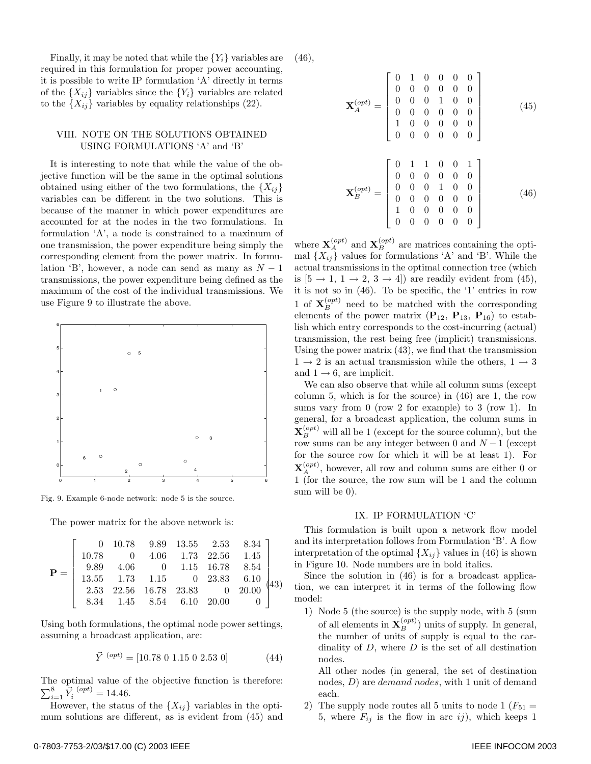Finally, it may be noted that while the $\{Y_i\}$ variables are required in this formulation for proper power accounting, it is possible to write IP formulation 'A' directly in terms of the $\{X_{ij}\}$ variables since the $\{Y_i\}$ variables are related to the $\{X_{ij}\}$ variables by equality relationships (22).

## VIII. Note on the Solutions Obtained Using Formulations 'A' and 'B'

It is interesting to note that while the value of the objective function will be the same in the optimal solutions obtained using either of the two formulations, the $\{X_{ij}\}$ variables can be different in the two solutions. This is because of the manner in which power expenditures are accounted for at the nodes in the two formulations. In formulation 'A', a node is constrained to a maximum of one transmission, the power expenditure being simply the corresponding element from the power matrix. In formulation 'B', however, a node can send as many as $N-1$ transmissions, the power expenditure being defined as the maximum of the cost of the individual transmissions. We use Figure 9 to illustrate the above.

Fig. 9. Example 6-node network: node 5 is the source.

The power matrix for the above network is:

$$\mathbf{P} = \begin{bmatrix} 0 & 10.78 & 9.89 & 13.55 & 2.53 & 8.34 \\ 10.78 & 0 & 4.06 & 1.73 & 22.56 & 1.45 \\ 9.89 & 4.06 & 0 & 1.15 & 16.78 & 8.54 \\ 13.55 & 1.73 & 1.15 & 0 & 23.83 & 6.10 \\ 2.53 & 22.56 & 16.78 & 23.83 & 0 & 20.00 \\ 8.34 & 1.45 & 8.54 & 6.10 & 20.00 & 0 \end{bmatrix} \tag{43}$$

Using both formulations, the optimal node power settings, assuming a broadcast application, are:

$$\vec{Y}^{\,(opt)} = [10.78 \; 0 \; 1.15 \; 0 \; 2.53 \; 0] \tag{44}$$

The optimal value of the objective function is therefore: $\sum_{i=1}^{8} \vec{Y}_i^{\,(opt)} = 14.46$.

However, the status of the $\{X_{ij}\}$ variables in the optimum solutions are different, as is evident from (45) and (46),

$$\mathbf{X}_A^{(opt)} = \begin{bmatrix} 0 & 1 & 0 & 0 & 0 & 0 \\ 0 & 0 & 0 & 0 & 0 & 0 \\ 0 & 0 & 0 & 1 & 0 & 0 \\ 0 & 0 & 0 & 0 & 0 & 0 \\ 1 & 0 & 0 & 0 & 0 & 0 \\ 0 & 0 & 0 & 0 & 0 & 0 \end{bmatrix} \tag{45}$$

$$\mathbf{X}_B^{(opt)} = \begin{bmatrix} 0 & 1 & 1 & 0 & 0 & 1 \\ 0 & 0 & 0 & 0 & 0 & 0 \\ 0 & 0 & 0 & 1 & 0 & 0 \\ 0 & 0 & 0 & 0 & 0 & 0 \\ 1 & 0 & 0 & 0 & 0 & 0 \\ 0 & 0 & 0 & 0 & 0 & 0 \end{bmatrix} \tag{46}$$

where $\mathbf{X}_A^{(opt)}$ and $\mathbf{X}_B^{(opt)}$ are matrices containing the optimal $\{X_{ij}\}$ values for formulations 'A' and 'B'. While the actual transmissions in the optimal connection tree (which is $[5 \rightarrow 1,\ 1 \rightarrow 2,\ 3 \rightarrow 4]$) are readily evident from (45), it is not so in (46). To be specific, the '1' entries in row 1 of $\mathbf{X}_B^{(opt)}$ need to be matched with the corresponding elements of the power matrix ($\mathbf{P}_{12}$, $\mathbf{P}_{13}$, $\mathbf{P}_{16}$) to establish which entry corresponds to the cost-incurring (actual) transmission, the rest being free (implicit) transmissions. Using the power matrix (43), we find that the transmission $1 \rightarrow 2$ is an actual transmission while the others, $1 \rightarrow 3$ and $1 \rightarrow 6$, are implicit.

We can also observe that while all column sums (except column 5, which is for the source) in (46) are 1, the row sums vary from 0 (row 2 for example) to 3 (row 1). In general, for a broadcast application, the column sums in $\mathbf{X}_B^{(opt)}$ will all be 1 (except for the source column), but the row sums can be any integer between 0 and $N-1$ (except for the source row for which it will be at least 1). For $\mathbf{X}_A^{(opt)}$, however, all row and column sums are either 0 or 1 (for the source, the row sum will be 1 and the column sum will be 0).

## IX. IP Formulation 'C'

This formulation is built upon a network flow model and its interpretation follows from Formulation 'B'. A flow interpretation of the optimal $\{X_{ij}\}$ values in (46) is shown in Figure 10. Node numbers are in bold italics.

Since the solution in (46) is for a broadcast application, we can interpret it in terms of the following flow model:

1) Node 5 (the source) is the supply node, with 5 (sum of all elements in $\mathbf{X}_B^{(opt)}$) units of supply. In general, the number of units of supply is equal to the cardinality of $D$, where $D$ is the set of all destination nodes.

   All other nodes (in general, the set of destination nodes, $D$) are *demand nodes*, with 1 unit of demand each.

2) The supply node routes all 5 units to node 1 ($F_{51} = 5$, where $F_{ij}$ is the flow in arc $ij$), which keeps 1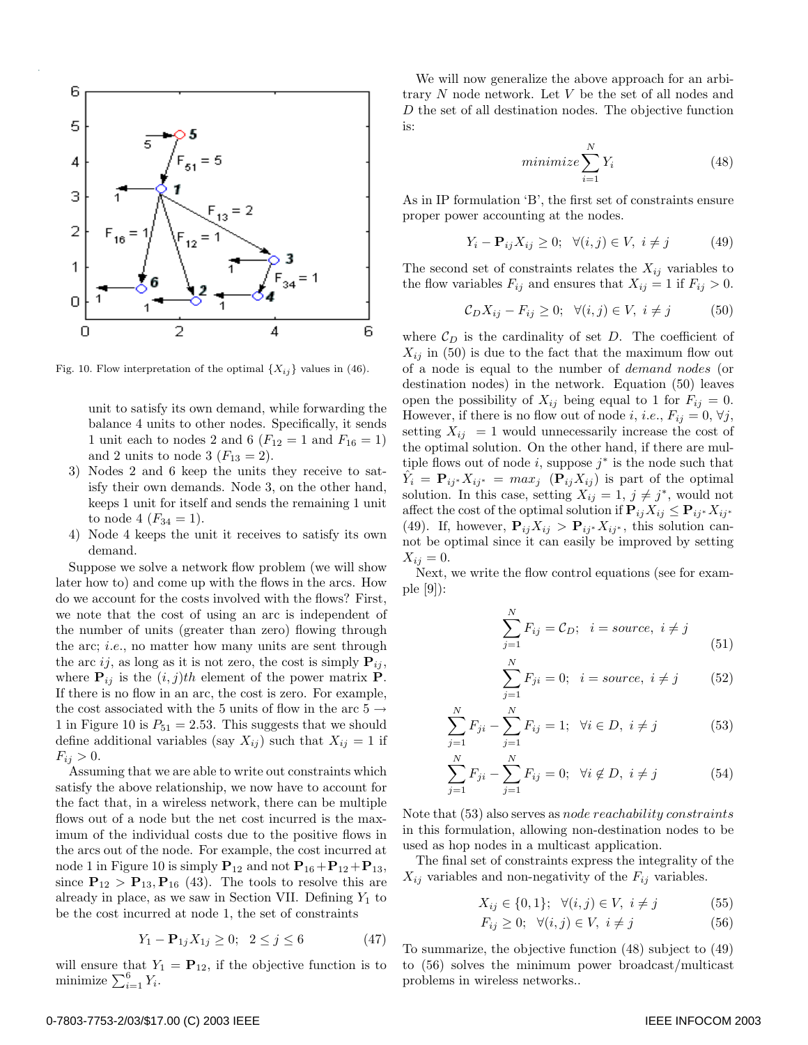Fig. 10. Flow interpretation of the optimal $\{X_{ij}\}$ values in (46).

unit to satisfy its own demand, while forwarding the balance 4 units to other nodes. Specifically, it sends 1 unit each to nodes 2 and 6 ($F_{12} = 1$ and $F_{16} = 1$) and 2 units to node 3 ($F_{13} = 2$).

3) Nodes 2 and 6 keep the units they receive to satisfy their own demands. Node 3, on the other hand, keeps 1 unit for itself and sends the remaining 1 unit to node 4 ($F_{34} = 1$).
4) Node 4 keeps the unit it receives to satisfy its own demand.

Suppose we solve a network flow problem (we will show later how to) and come up with the flows in the arcs. How do we account for the costs involved with the flows? First, we note that the cost of using an arc is independent of the number of units (greater than zero) flowing through the arc; *i.e.*, no matter how many units are sent through the arc $ij$, as long as it is not zero, the cost is simply $\mathbf{P}_{ij}$, where $\mathbf{P}_{ij}$ is the $(i,j)th$ element of the power matrix $\mathbf{P}$. If there is no flow in an arc, the cost is zero. For example, the cost associated with the 5 units of flow in the arc $5 \rightarrow 1$ in Figure 10 is $P_{51} = 2.53$. This suggests that we should define additional variables (say $X_{ij}$) such that $X_{ij} = 1$ if $F_{ij} > 0$.

Assuming that we are able to write out constraints which satisfy the above relationship, we now have to account for the fact that, in a wireless network, there can be multiple flows out of a node but the net cost incurred is the maximum of the individual costs due to the positive flows in the arcs out of the node. For example, the cost incurred at node 1 in Figure 10 is simply $\mathbf{P}_{12}$ and not $\mathbf{P}_{16} + \mathbf{P}_{12} + \mathbf{P}_{13}$, since $\mathbf{P}_{12} > \mathbf{P}_{13}, \mathbf{P}_{16}$ (43). The tools to resolve this are already in place, as we saw in Section VII. Defining $Y_1$ to be the cost incurred at node 1, the set of constraints

$$Y_1 - \mathbf{P}_{1j} X_{1j} \geq 0; \quad 2 \leq j \leq 6 \tag{47}$$

will ensure that $Y_1 = \mathbf{P}_{12}$, if the objective function is to minimize $\sum_{i=1}^{6} Y_i$.

We will now generalize the above approach for an arbitrary $N$ node network. Let $V$ be the set of all nodes and $D$ the set of all destination nodes. The objective function is:

$$minimize \sum_{i=1}^{N} Y_i \tag{48}$$

As in IP formulation 'B', the first set of constraints ensure proper power accounting at the nodes.

$$Y_i - \mathbf{P}_{ij} X_{ij} \geq 0; \quad \forall (i,j) \in V, \ i \neq j \tag{49}$$

The second set of constraints relates the $X_{ij}$ variables to the flow variables $F_{ij}$ and ensures that $X_{ij} = 1$ if $F_{ij} > 0$.

$$\mathcal{C}_D X_{ij} - F_{ij} \geq 0; \quad \forall (i,j) \in V, \ i \neq j \tag{50}$$

where $\mathcal{C}_D$ is the cardinality of set $D$. The coefficient of $X_{ij}$ in (50) is due to the fact that the maximum flow out of a node is equal to the number of *demand nodes* (or destination nodes) in the network. Equation (50) leaves open the possibility of $X_{ij}$ being equal to 1 for $F_{ij} = 0$. However, if there is no flow out of node $i$, *i.e.*, $F_{ij} = 0, \forall j$, setting $X_{ij} = 1$ would unnecessarily increase the cost of the optimal solution. On the other hand, if there are multiple flows out of node $i$, suppose $j^*$ is the node such that $\hat{Y}_i = \mathbf{P}_{ij^*} X_{ij^*} = max_j \ (\mathbf{P}_{ij} X_{ij})$ is part of the optimal solution. In this case, setting $X_{ij} = 1$, $j \neq j^*$, would not affect the cost of the optimal solution if $\mathbf{P}_{ij} X_{ij} \leq \mathbf{P}_{ij^*} X_{ij^*}$ (49). If, however, $\mathbf{P}_{ij} X_{ij} > \mathbf{P}_{ij^*} X_{ij^*}$, this solution cannot be optimal since it can easily be improved by setting $X_{ij} = 0$.

Next, we write the flow control equations (see for example [9]):

$$\sum_{j=1}^{N} F_{ij} = \mathcal{C}_D; \quad i = source, \ i \neq j \tag{51}$$

$$\sum_{j=1}^{N} F_{ji} = 0; \quad i = source, \ i \neq j \tag{52}$$

$$\sum_{j=1}^{N} F_{ji} - \sum_{j=1}^{N} F_{ij} = 1; \quad \forall i \in D, \ i \neq j \tag{53}$$

$$\sum_{j=1}^{N} F_{ji} - \sum_{j=1}^{N} F_{ij} = 0; \quad \forall i \notin D, \ i \neq j \tag{54}$$

Note that (53) also serves as *node reachability constraints* in this formulation, allowing non-destination nodes to be used as hop nodes in a multicast application.

The final set of constraints express the integrality of the $X_{ij}$ variables and non-negativity of the $F_{ij}$ variables.

$$X_{ij} \in \{0, 1\}; \quad \forall (i,j) \in V, \ i \neq j \tag{55}$$

$$F_{ij} \geq 0; \quad \forall (i,j) \in V, \ i \neq j \tag{56}$$

To summarize, the objective function (48) subject to (49) to (56) solves the minimum power broadcast/multicast problems in wireless networks..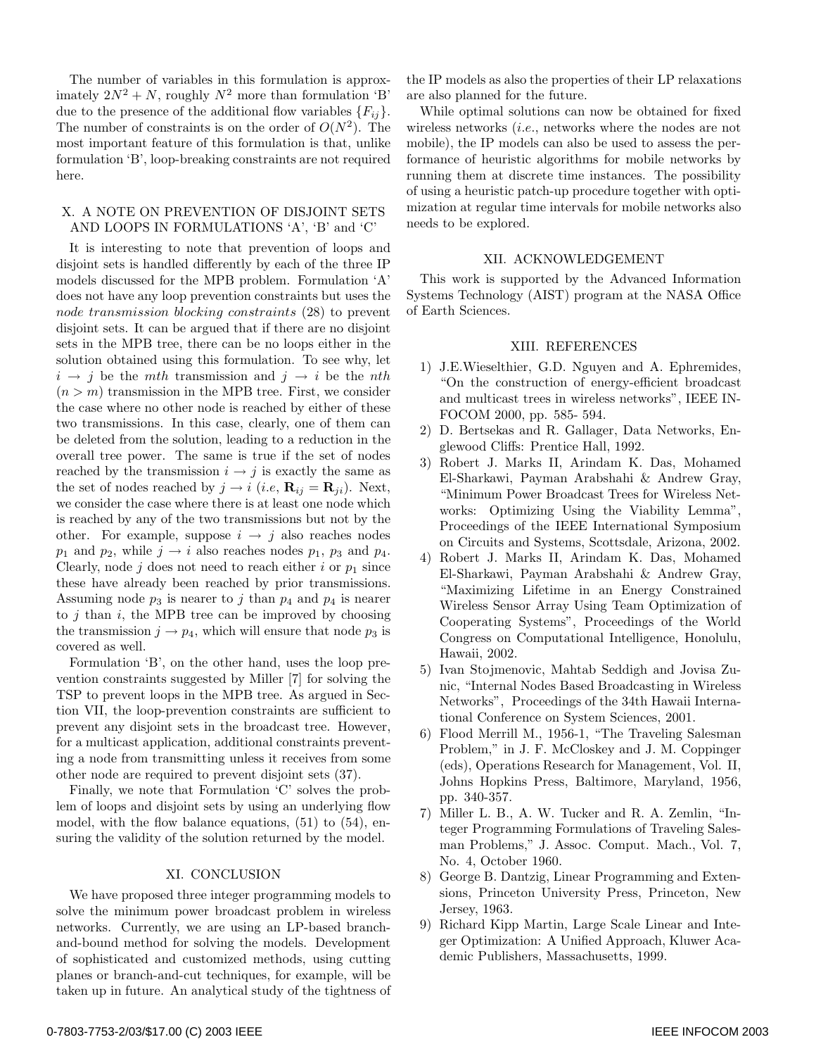The number of variables in this formulation is approximately $2N^2 + N$, roughly $N^2$ more than formulation 'B' due to the presence of the additional flow variables $\{F_{ij}\}$. The number of constraints is on the order of $O(N^2)$. The most important feature of this formulation is that, unlike formulation 'B', loop-breaking constraints are not required here.

## X. A NOTE ON PREVENTION OF DISJOINT SETS AND LOOPS IN FORMULATIONS 'A', 'B' and 'C'

It is interesting to note that prevention of loops and disjoint sets is handled differently by each of the three IP models discussed for the MPB problem. Formulation 'A' does not have any loop prevention constraints but uses the *node transmission blocking constraints* (28) to prevent disjoint sets. It can be argued that if there are no disjoint sets in the MPB tree, there can be no loops either in the solution obtained using this formulation. To see why, let $i \to j$ be the *mth* transmission and $j \to i$ be the *nth* $(n > m)$ transmission in the MPB tree. First, we consider the case where no other node is reached by either of these two transmissions. In this case, clearly, one of them can be deleted from the solution, leading to a reduction in the overall tree power. The same is true if the set of nodes reached by the transmission $i \to j$ is exactly the same as the set of nodes reached by $j \to i$ (*i.e*, $\mathbf{R}_{ij} = \mathbf{R}_{ji}$). Next, we consider the case where there is at least one node which is reached by any of the two transmissions but not by the other. For example, suppose $i \to j$ also reaches nodes $p_1$ and $p_2$, while $j \to i$ also reaches nodes $p_1$, $p_3$ and $p_4$. Clearly, node $j$ does not need to reach either $i$ or $p_1$ since these have already been reached by prior transmissions. Assuming node $p_3$ is nearer to $j$ than $p_4$ and $p_4$ is nearer to $j$ than $i$, the MPB tree can be improved by choosing the transmission $j \to p_4$, which will ensure that node $p_3$ is covered as well.

Formulation 'B', on the other hand, uses the loop prevention constraints suggested by Miller [7] for solving the TSP to prevent loops in the MPB tree. As argued in Section VII, the loop-prevention constraints are sufficient to prevent any disjoint sets in the broadcast tree. However, for a multicast application, additional constraints preventing a node from transmitting unless it receives from some other node are required to prevent disjoint sets (37).

Finally, we note that Formulation 'C' solves the problem of loops and disjoint sets by using an underlying flow model, with the flow balance equations, (51) to (54), ensuring the validity of the solution returned by the model.

## XI. CONCLUSION

We have proposed three integer programming models to solve the minimum power broadcast problem in wireless networks. Currently, we are using an LP-based branch-and-bound method for solving the models. Development of sophisticated and customized methods, using cutting planes or branch-and-cut techniques, for example, will be taken up in future. An analytical study of the tightness of the IP models as also the properties of their LP relaxations are also planned for the future.

While optimal solutions can now be obtained for fixed wireless networks (*i.e.*, networks where the nodes are not mobile), the IP models can also be used to assess the performance of heuristic algorithms for mobile networks by running them at discrete time instances. The possibility of using a heuristic patch-up procedure together with optimization at regular time intervals for mobile networks also needs to be explored.

## XII. ACKNOWLEDGEMENT

This work is supported by the Advanced Information Systems Technology (AIST) program at the NASA Office of Earth Sciences.

## XIII. REFERENCES

1) J.E.Wieselthier, G.D. Nguyen and A. Ephremides, "On the construction of energy-efficient broadcast and multicast trees in wireless networks", IEEE INFOCOM 2000, pp. 585- 594.
2) D. Bertsekas and R. Gallager, Data Networks, Englewood Cliffs: Prentice Hall, 1992.
3) Robert J. Marks II, Arindam K. Das, Mohamed El-Sharkawi, Payman Arabshahi & Andrew Gray, "Minimum Power Broadcast Trees for Wireless Networks: Optimizing Using the Viability Lemma", Proceedings of the IEEE International Symposium on Circuits and Systems, Scottsdale, Arizona, 2002.
4) Robert J. Marks II, Arindam K. Das, Mohamed El-Sharkawi, Payman Arabshahi & Andrew Gray, "Maximizing Lifetime in an Energy Constrained Wireless Sensor Array Using Team Optimization of Cooperating Systems", Proceedings of the World Congress on Computational Intelligence, Honolulu, Hawaii, 2002.
5) Ivan Stojmenovic, Mahtab Seddigh and Jovisa Zunic, "Internal Nodes Based Broadcasting in Wireless Networks", Proceedings of the 34th Hawaii International Conference on System Sciences, 2001.
6) Flood Merrill M., 1956-1, "The Traveling Salesman Problem," in J. F. McCloskey and J. M. Coppinger (eds), Operations Research for Management, Vol. II, Johns Hopkins Press, Baltimore, Maryland, 1956, pp. 340-357.
7) Miller L. B., A. W. Tucker and R. A. Zemlin, "Integer Programming Formulations of Traveling Salesman Problems," J. Assoc. Comput. Mach., Vol. 7, No. 4, October 1960.
8) George B. Dantzig, Linear Programming and Extensions, Princeton University Press, Princeton, New Jersey, 1963.
9) Richard Kipp Martin, Large Scale Linear and Integer Optimization: A Unified Approach, Kluwer Academic Publishers, Massachusetts, 1999.